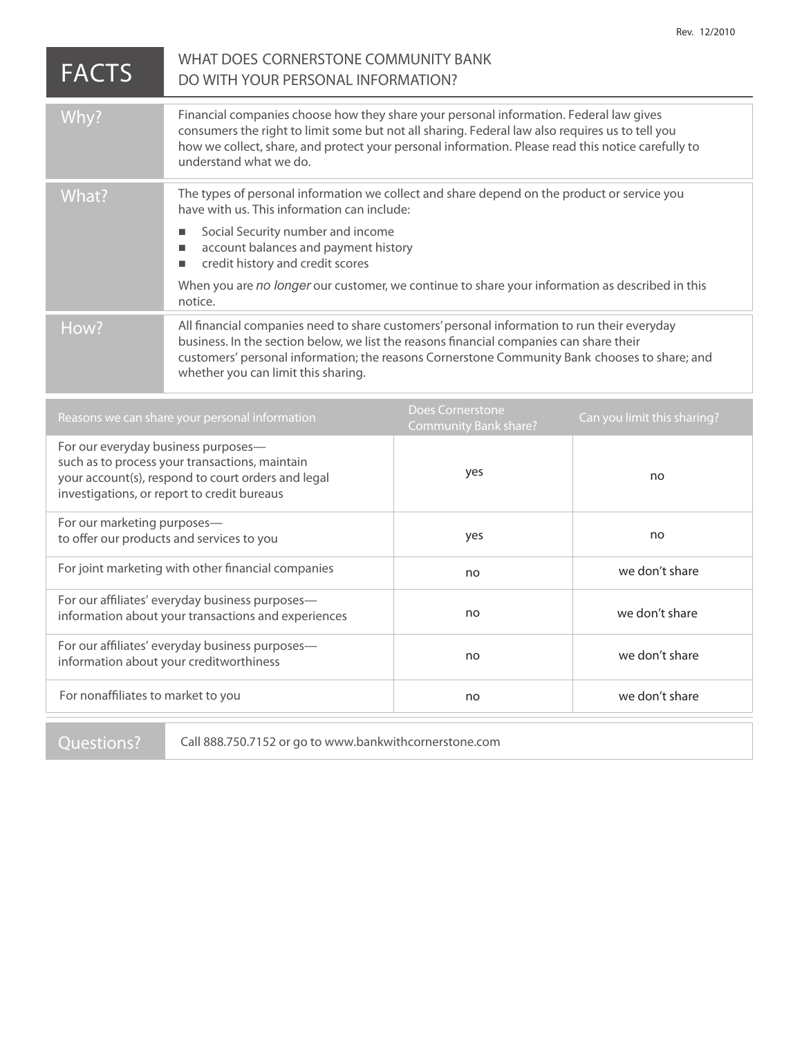Rev. 12/2010

# FACTS — WHAT DOES CORNERSTONE COMMUNITY BANK DO WITH YOUR PERSONAL INFORMATION?

| | |
|---|---|
| **Why?** | Financial companies choose how they share your personal information. Federal law gives consumers the right to limit some but not all sharing. Federal law also requires us to tell you how we collect, share, and protect your personal information. Please read this notice carefully to understand what we do. |
| **What?** | The types of personal information we collect and share depend on the product or service you have with us. This information can include:<br>■ Social Security number and income<br>■ account balances and payment history<br>■ credit history and credit scores<br><br>When you are *no longer* our customer, we continue to share your information as described in this notice. |
| **How?** | All financial companies need to share customers' personal information to run their everyday business. In the section below, we list the reasons financial companies can share their customers' personal information; the reasons Cornerstone Community Bank chooses to share; and whether you can limit this sharing. |

| Reasons we can share your personal information | Does Cornerstone Community Bank share? | Can you limit this sharing? |
|---|---|---|
| For our everyday business purposes— such as to process your transactions, maintain your account(s), respond to court orders and legal investigations, or report to credit bureaus | yes | no |
| For our marketing purposes— to offer our products and services to you | yes | no |
| For joint marketing with other financial companies | no | we don't share |
| For our affiliates' everyday business purposes— information about your transactions and experiences | no | we don't share |
| For our affiliates' everyday business purposes— information about your creditworthiness | no | we don't share |
| For nonaffiliates to market to you | no | we don't share |

| | |
|---|---|
| **Questions?** | Call 888.750.7152 or go to www.bankwithcornerstone.com |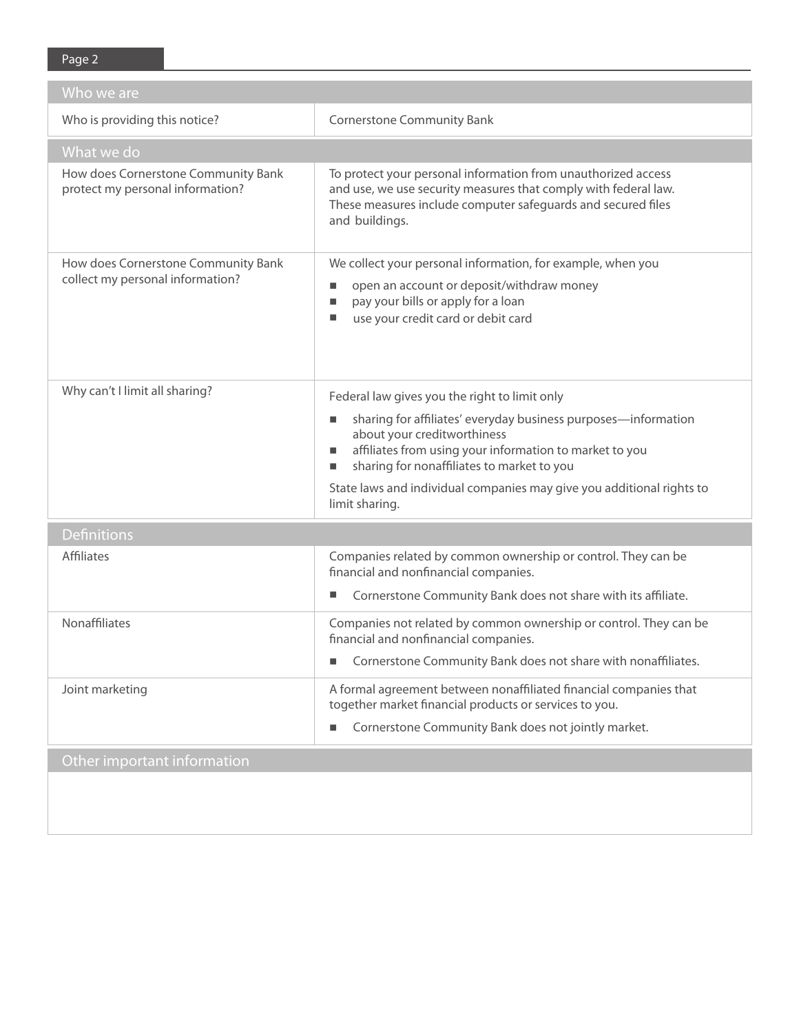| Who we are | |
|---|---|
| Who is providing this notice? | Cornerstone Community Bank |

| What we do | |
|---|---|
| How does Cornerstone Community Bank protect my personal information? | To protect your personal information from unauthorized access and use, we use security measures that comply with federal law. These measures include computer safeguards and secured files and buildings. |
| How does Cornerstone Community Bank collect my personal information? | We collect your personal information, for example, when you<br>■ open an account or deposit/withdraw money<br>■ pay your bills or apply for a loan<br>■ use your credit card or debit card |
| Why can't I limit all sharing? | Federal law gives you the right to limit only<br>■ sharing for affiliates' everyday business purposes—information about your creditworthiness<br>■ affiliates from using your information to market to you<br>■ sharing for nonaffiliates to market to you<br>State laws and individual companies may give you additional rights to limit sharing. |

| Definitions | |
|---|---|
| Affiliates | Companies related by common ownership or control. They can be financial and nonfinancial companies.<br>■ Cornerstone Community Bank does not share with its affiliate. |
| Nonaffiliates | Companies not related by common ownership or control. They can be financial and nonfinancial companies.<br>■ Cornerstone Community Bank does not share with nonaffiliates. |
| Joint marketing | A formal agreement between nonaffiliated financial companies that together market financial products or services to you.<br>■ Cornerstone Community Bank does not jointly market. |

## Other important information